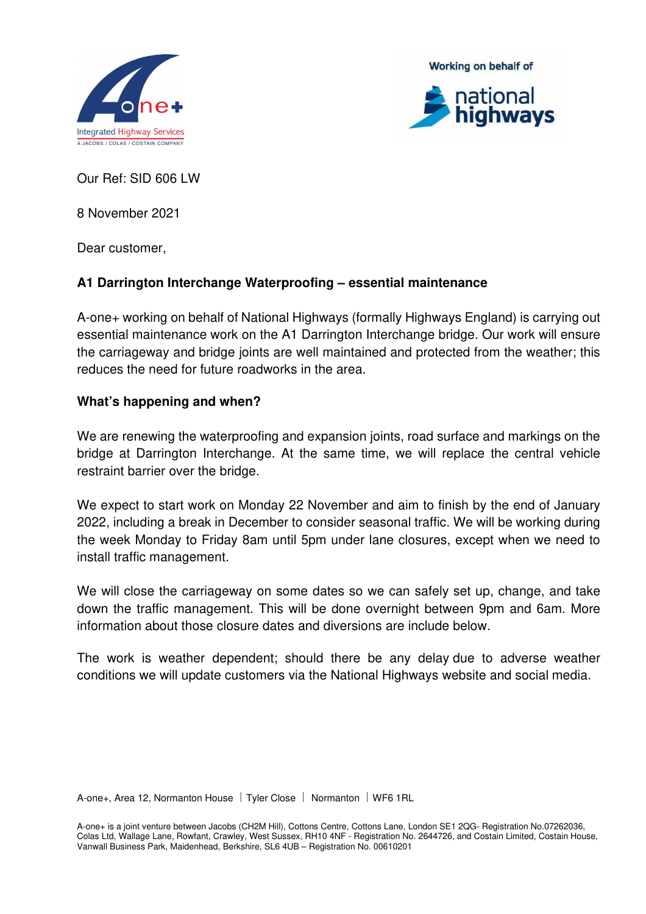Our Ref: SID 606 LW

8 November 2021

Dear customer,

**A1 Darrington Interchange Waterproofing – essential maintenance**

A-one+ working on behalf of National Highways (formally Highways England) is carrying out essential maintenance work on the A1 Darrington Interchange bridge. Our work will ensure the carriageway and bridge joints are well maintained and protected from the weather; this reduces the need for future roadworks in the area.

**What's happening and when?**

We are renewing the waterproofing and expansion joints, road surface and markings on the bridge at Darrington Interchange. At the same time, we will replace the central vehicle restraint barrier over the bridge.

We expect to start work on Monday 22 November and aim to finish by the end of January 2022, including a break in December to consider seasonal traffic. We will be working during the week Monday to Friday 8am until 5pm under lane closures, except when we need to install traffic management.

We will close the carriageway on some dates so we can safely set up, change, and take down the traffic management. This will be done overnight between 9pm and 6am. More information about those closure dates and diversions are include below.

The work is weather dependent; should there be any delay due to adverse weather conditions we will update customers via the National Highways website and social media.

A-one+, Area 12, Normanton House | Tyler Close | Normanton | WF6 1RL

A-one+ is a joint venture between Jacobs (CH2M Hill), Cottons Centre, Cottons Lane, London SE1 2QG- Registration No.07262036, Colas Ltd, Wallage Lane, Rowfant, Crawley, West Sussex, RH10 4NF - Registration No. 2644726, and Costain Limited, Costain House, Vanwall Business Park, Maidenhead, Berkshire, SL6 4UB – Registration No. 00610201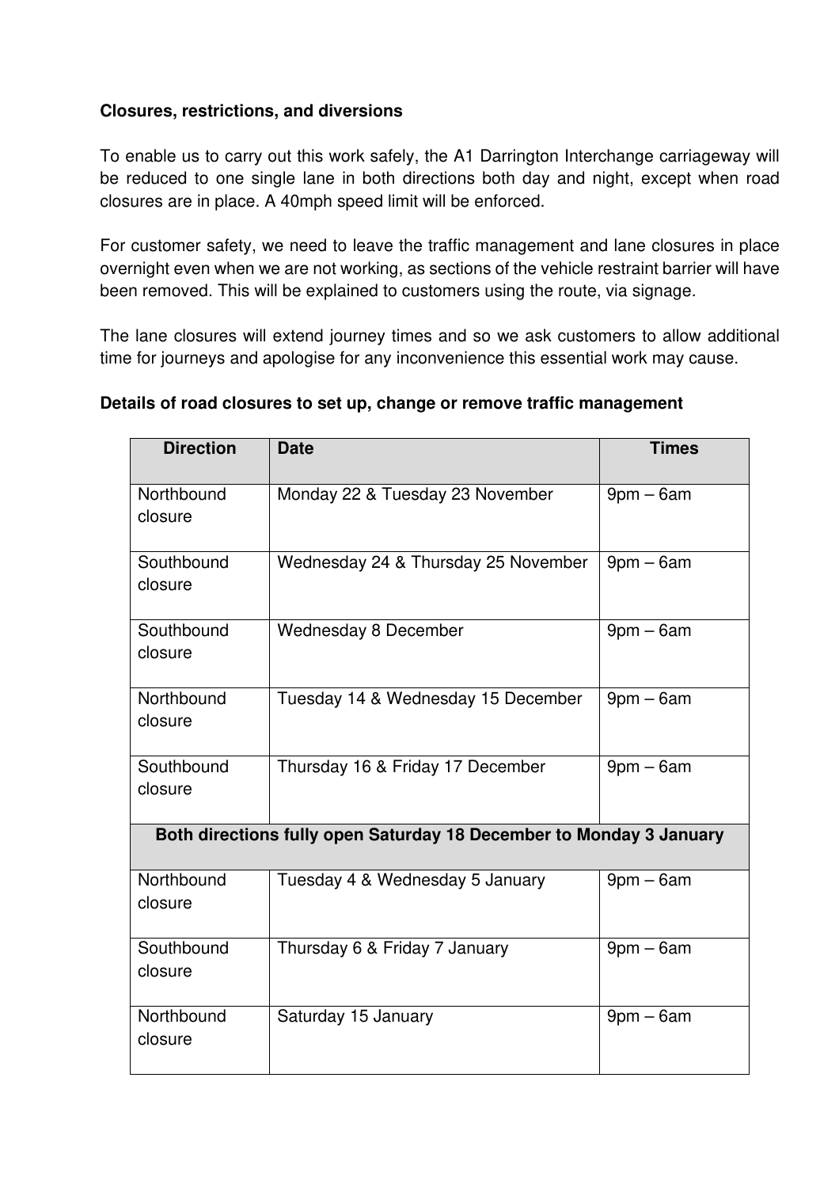**Closures, restrictions, and diversions**

To enable us to carry out this work safely, the A1 Darrington Interchange carriageway will be reduced to one single lane in both directions both day and night, except when road closures are in place. A 40mph speed limit will be enforced.

For customer safety, we need to leave the traffic management and lane closures in place overnight even when we are not working, as sections of the vehicle restraint barrier will have been removed. This will be explained to customers using the route, via signage.

The lane closures will extend journey times and so we ask customers to allow additional time for journeys and apologise for any inconvenience this essential work may cause.

**Details of road closures to set up, change or remove traffic management**

| Direction | Date | Times |
|---|---|---|
| Northbound closure | Monday 22 & Tuesday 23 November | 9pm – 6am |
| Southbound closure | Wednesday 24 & Thursday 25 November | 9pm – 6am |
| Southbound closure | Wednesday 8 December | 9pm – 6am |
| Northbound closure | Tuesday 14 & Wednesday 15 December | 9pm – 6am |
| Southbound closure | Thursday 16 & Friday 17 December | 9pm – 6am |
| **Both directions fully open Saturday 18 December to Monday 3 January** | | |
| Northbound closure | Tuesday 4 & Wednesday 5 January | 9pm – 6am |
| Southbound closure | Thursday 6 & Friday 7 January | 9pm – 6am |
| Northbound closure | Saturday 15 January | 9pm – 6am |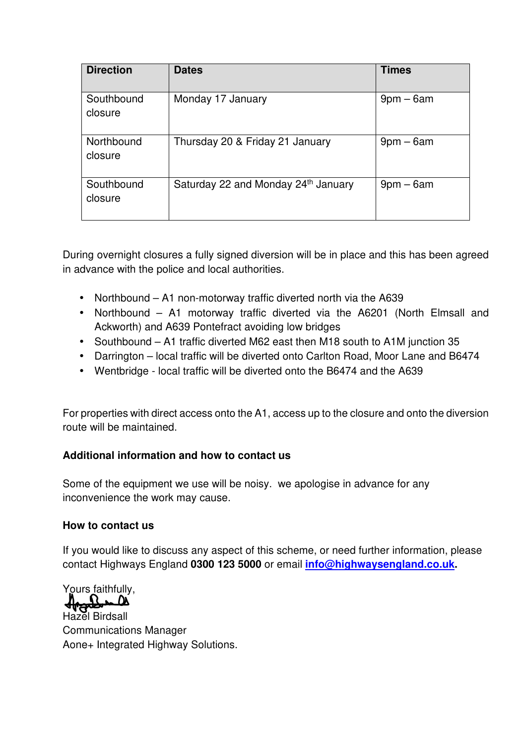| Direction | Dates | Times |
|---|---|---|
| Southbound closure | Monday 17 January | 9pm – 6am |
| Northbound closure | Thursday 20 & Friday 21 January | 9pm – 6am |
| Southbound closure | Saturday 22 and Monday 24th January | 9pm – 6am |

During overnight closures a fully signed diversion will be in place and this has been agreed in advance with the police and local authorities.

- Northbound – A1 non-motorway traffic diverted north via the A639
- Northbound – A1 motorway traffic diverted via the A6201 (North Elmsall and Ackworth) and A639 Pontefract avoiding low bridges
- Southbound – A1 traffic diverted M62 east then M18 south to A1M junction 35
- Darrington – local traffic will be diverted onto Carlton Road, Moor Lane and B6474
- Wentbridge - local traffic will be diverted onto the B6474 and the A639

For properties with direct access onto the A1, access up to the closure and onto the diversion route will be maintained.

**Additional information and how to contact us**

Some of the equipment we use will be noisy. we apologise in advance for any inconvenience the work may cause.

**How to contact us**

If you would like to discuss any aspect of this scheme, or need further information, please contact Highways England **0300 123 5000** or email **info@highwaysengland.co.uk**.

Yours faithfully,

Hazel Birdsall
Communications Manager
Aone+ Integrated Highway Solutions.